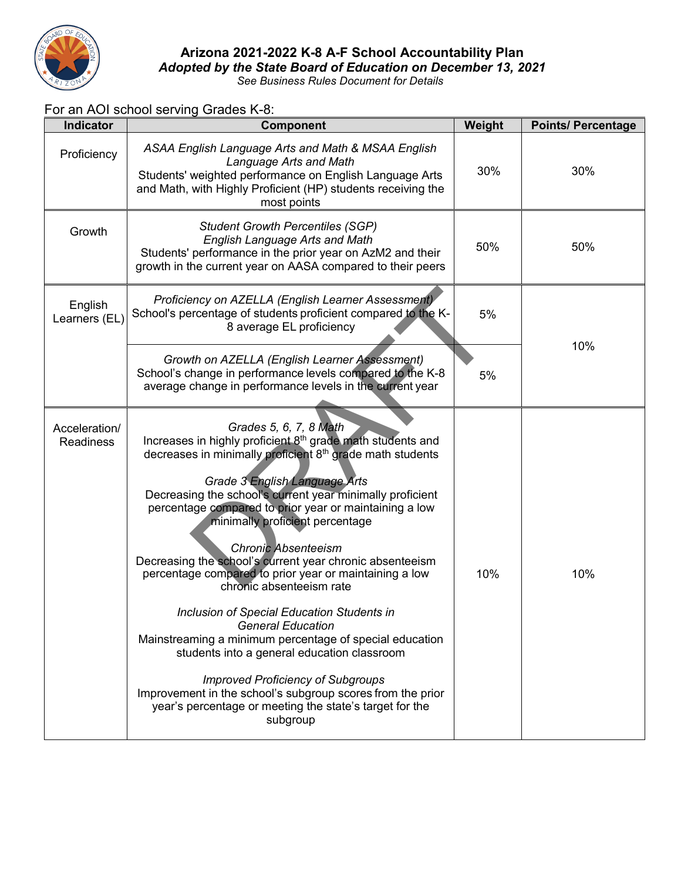# Arizona 2021-2022 K-8 A-F School Accountability Plan

***Adopted by the State Board of Education on December 13, 2021***

*See Business Rules Document for Details*

For an AOI school serving Grades K-8:

| Indicator | Component | Weight | Points/ Percentage |
|---|---|---|---|
| Proficiency | *ASAA English Language Arts and Math & MSAA English Language Arts and Math*<br>Students' weighted performance on English Language Arts and Math, with Highly Proficient (HP) students receiving the most points | 30% | 30% |
| Growth | *Student Growth Percentiles (SGP)*<br>*English Language Arts and Math*<br>Students' performance in the prior year on AzM2 and their growth in the current year on AASA compared to their peers | 50% | 50% |
| English Learners (EL) | *Proficiency on AZELLA (English Learner Assessment)*<br>School's percentage of students proficient compared to the K-8 average EL proficiency | 5% | 10% |
| | *Growth on AZELLA (English Learner Assessment)*<br>School's change in performance levels compared to the K-8 average change in performance levels in the current year | 5% | |
| Acceleration/ Readiness | *Grades 5, 6, 7, 8 Math*<br>Increases in highly proficient 8th grade math students and decreases in minimally proficient 8th grade math students<br><br>*Grade 3 English Language Arts*<br>Decreasing the school's current year minimally proficient percentage compared to prior year or maintaining a low minimally proficient percentage<br><br>*Chronic Absenteeism*<br>Decreasing the school's current year chronic absenteeism percentage compared to prior year or maintaining a low chronic absenteeism rate<br><br>*Inclusion of Special Education Students in General Education*<br>Mainstreaming a minimum percentage of special education students into a general education classroom<br><br>*Improved Proficiency of Subgroups*<br>Improvement in the school's subgroup scores from the prior year's percentage or meeting the state's target for the subgroup | 10% | 10% |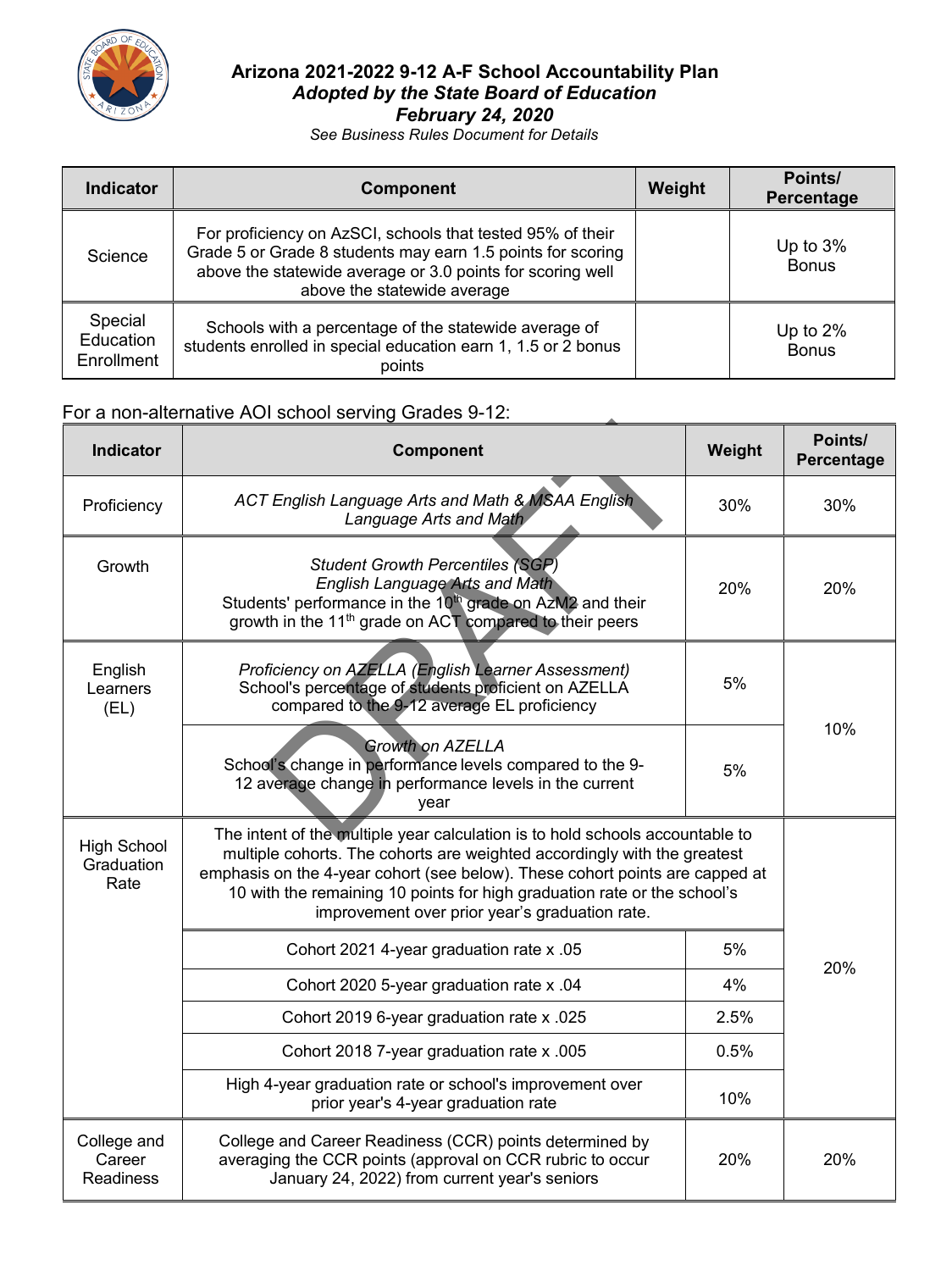# Arizona 2021-2022 9-12 A-F School Accountability Plan

***Adopted by the State Board of Education***

***February 24, 2020***

*See Business Rules Document for Details*

| Indicator | Component | Weight | Points/ Percentage |
|---|---|---|---|
| Science | For proficiency on AzSCI, schools that tested 95% of their Grade 5 or Grade 8 students may earn 1.5 points for scoring above the statewide average or 3.0 points for scoring well above the statewide average | | Up to 3% Bonus |
| Special Education Enrollment | Schools with a percentage of the statewide average of students enrolled in special education earn 1, 1.5 or 2 bonus points | | Up to 2% Bonus |

For a non-alternative AOI school serving Grades 9-12:

| Indicator | Component | Weight | Points/ Percentage |
|---|---|---|---|
| Proficiency | *ACT English Language Arts and Math & MSAA English Language Arts and Math* | 30% | 30% |
| Growth | *Student Growth Percentiles (SGP) English Language Arts and Math* Students' performance in the 10th grade on AzM2 and their growth in the 11th grade on ACT compared to their peers | 20% | 20% |
| English Learners (EL) | *Proficiency on AZELLA (English Learner Assessment)* School's percentage of students proficient on AZELLA compared to the 9-12 average EL proficiency | 5% | 10% |
| | *Growth on AZELLA* School's change in performance levels compared to the 9-12 average change in performance levels in the current year | 5% | |
| High School Graduation Rate | The intent of the multiple year calculation is to hold schools accountable to multiple cohorts. The cohorts are weighted accordingly with the greatest emphasis on the 4-year cohort (see below). These cohort points are capped at 10 with the remaining 10 points for high graduation rate or the school's improvement over prior year's graduation rate. | | 20% |
| | Cohort 2021 4-year graduation rate x .05 | 5% | |
| | Cohort 2020 5-year graduation rate x .04 | 4% | |
| | Cohort 2019 6-year graduation rate x .025 | 2.5% | |
| | Cohort 2018 7-year graduation rate x .005 | 0.5% | |
| | High 4-year graduation rate or school's improvement over prior year's 4-year graduation rate | 10% | |
| College and Career Readiness | College and Career Readiness (CCR) points determined by averaging the CCR points (approval on CCR rubric to occur January 24, 2022) from current year's seniors | 20% | 20% |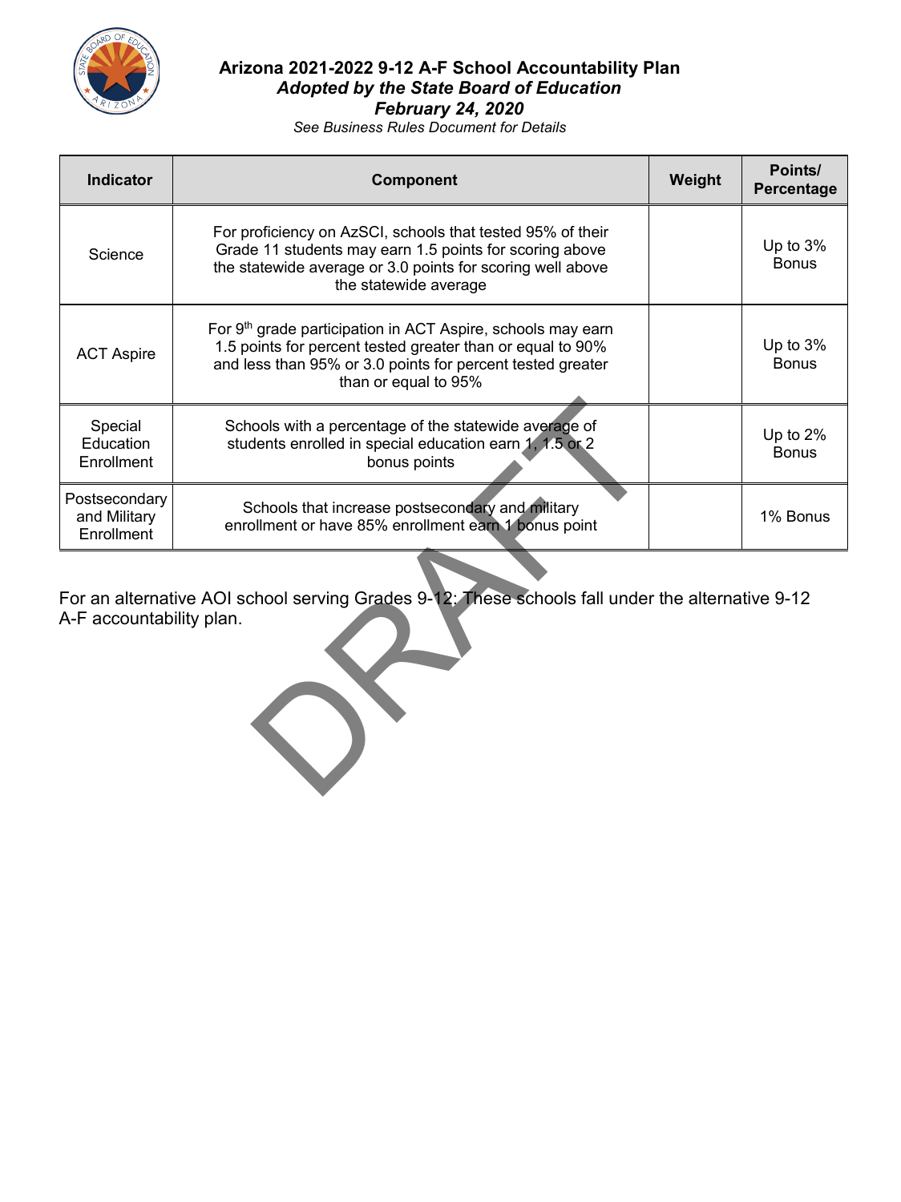**Arizona 2021-2022 9-12 A-F School Accountability Plan**
***Adopted by the State Board of Education***
***February 24, 2020***
*See Business Rules Document for Details*

| Indicator | Component | Weight | Points/ Percentage |
|---|---|---|---|
| Science | For proficiency on AzSCI, schools that tested 95% of their Grade 11 students may earn 1.5 points for scoring above the statewide average or 3.0 points for scoring well above the statewide average | | Up to 3% Bonus |
| ACT Aspire | For 9th grade participation in ACT Aspire, schools may earn 1.5 points for percent tested greater than or equal to 90% and less than 95% or 3.0 points for percent tested greater than or equal to 95% | | Up to 3% Bonus |
| Special Education Enrollment | Schools with a percentage of the statewide average of students enrolled in special education earn 1, 1.5 or 2 bonus points | | Up to 2% Bonus |
| Postsecondary and Military Enrollment | Schools that increase postsecondary and military enrollment or have 85% enrollment earn 1 bonus point | | 1% Bonus |

For an alternative AOI school serving Grades 9-12: These schools fall under the alternative 9-12 A-F accountability plan.

DRAFT